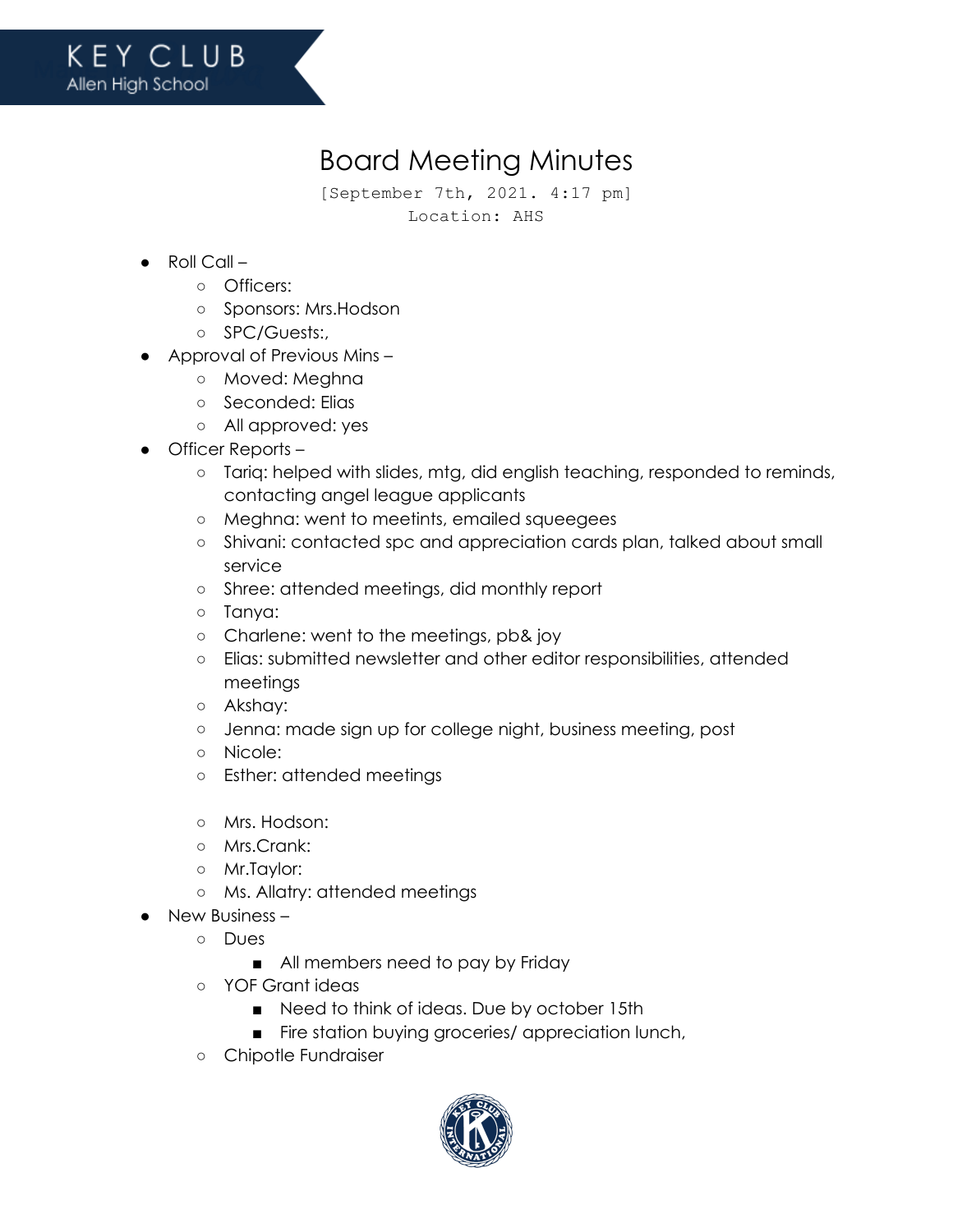KEY CLUB
Allen High School

# Board Meeting Minutes

[September 7th, 2021. 4:17 pm]
Location: AHS

- Roll Call –
  - Officers:
  - Sponsors: Mrs.Hodson
  - SPC/Guests:,
- Approval of Previous Mins –
  - Moved: Meghna
  - Seconded: Elias
  - All approved: yes
- Officer Reports –
  - Tariq: helped with slides, mtg, did english teaching, responded to reminds, contacting angel league applicants
  - Meghna: went to meetints, emailed squeegees
  - Shivani: contacted spc and appreciation cards plan, talked about small service
  - Shree: attended meetings, did monthly report
  - Tanya:
  - Charlene: went to the meetings, pb& joy
  - Elias: submitted newsletter and other editor responsibilities, attended meetings
  - Akshay:
  - Jenna: made sign up for college night, business meeting, post
  - Nicole:
  - Esther: attended meetings

  - Mrs. Hodson:
  - Mrs.Crank:
  - Mr.Taylor:
  - Ms. Allatry: attended meetings
- New Business –
  - Dues
    - All members need to pay by Friday
  - YOF Grant ideas
    - Need to think of ideas. Due by october 15th
    - Fire station buying groceries/ appreciation lunch,
  - Chipotle Fundraiser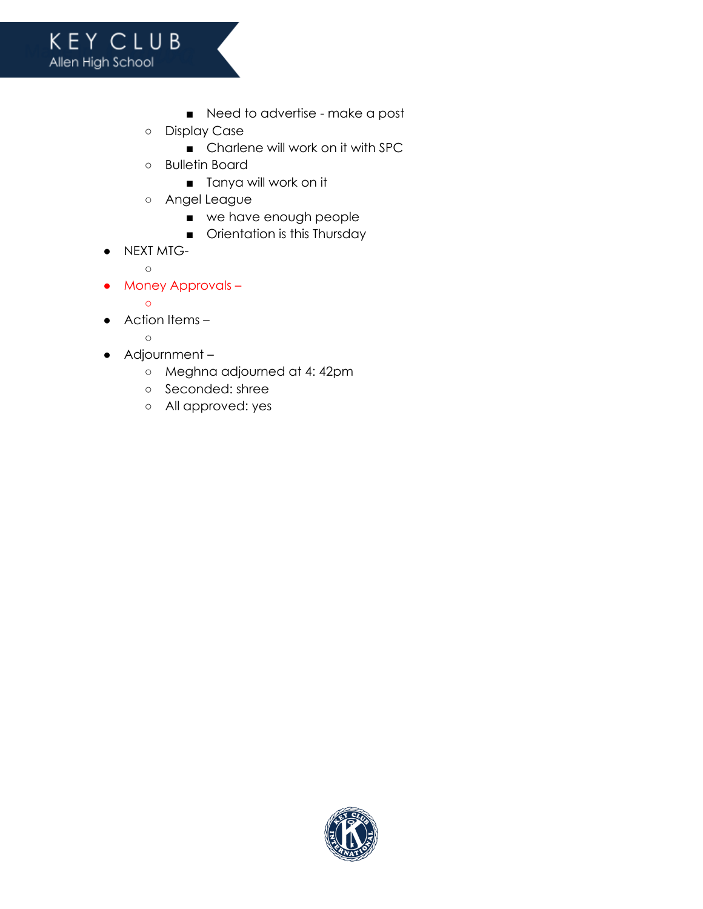- Need to advertise - make a post
  - Display Case
    - Charlene will work on it with SPC
  - Bulletin Board
    - Tanya will work on it
  - Angel League
    - we have enough people
    - Orientation is this Thursday
- NEXT MTG-
  -
- Money Approvals –
  -
- Action Items –
  -
- Adjournment –
  - Meghna adjourned at 4: 42pm
  - Seconded: shree
  - All approved: yes